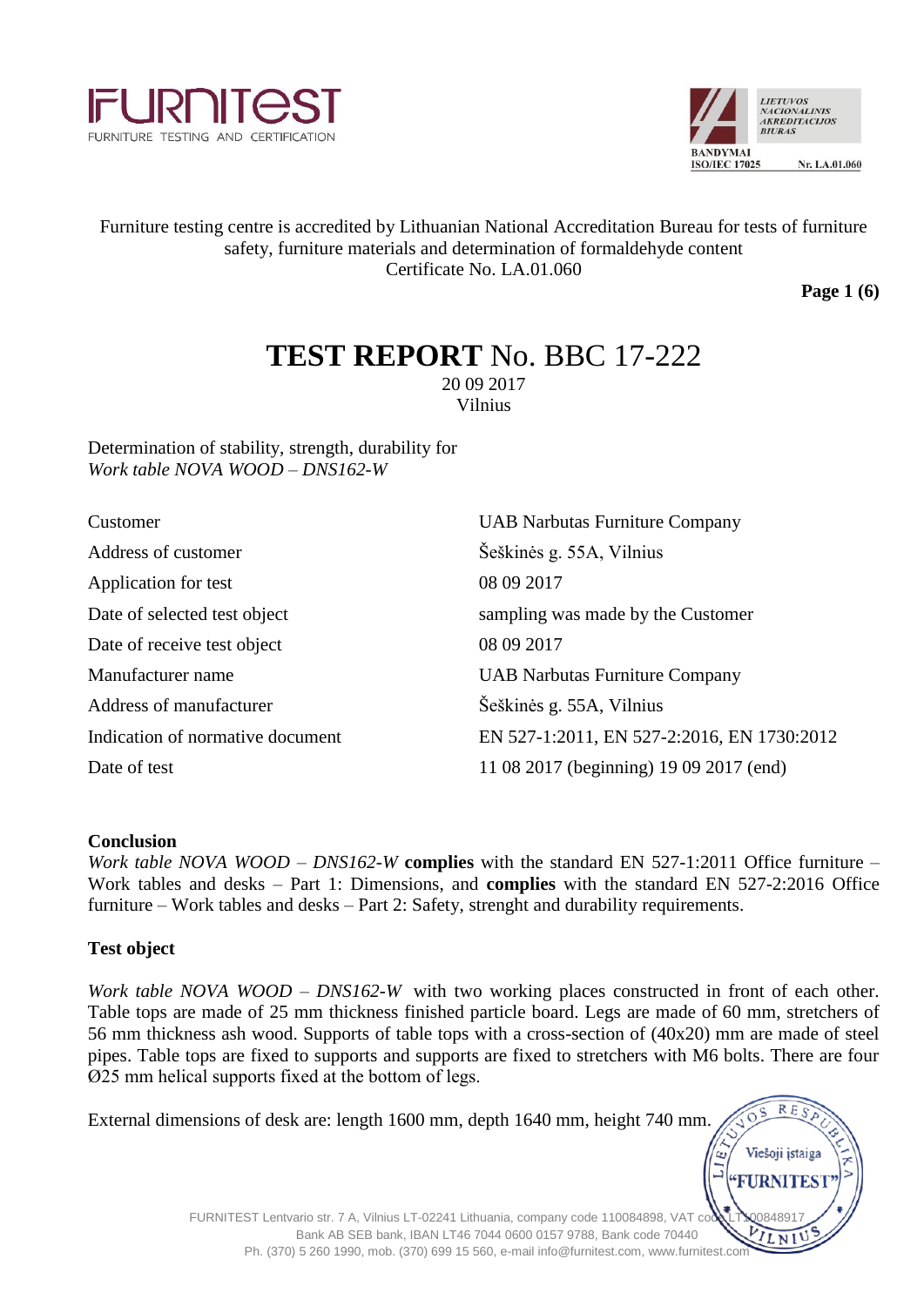FURNITEST
FURNITURE TESTING AND CERTIFICATION

LIETUVOS NACIONALINIS AKREDITACIJOS BIURAS
BANDYMAI ISO/IEC 17025 Nr. LA.01.060

Furniture testing centre is accredited by Lithuanian National Accreditation Bureau for tests of furniture safety, furniture materials and determination of formaldehyde content
Certificate No. LA.01.060

# **TEST REPORT** No. BBC 17-222

20 09 2017
Vilnius

Determination of stability, strength, durability for
*Work table NOVA WOOD – DNS162-W*

| | |
|---|---|
| Customer | UAB Narbutas Furniture Company |
| Address of customer | Šeškinės g. 55A, Vilnius |
| Application for test | 08 09 2017 |
| Date of selected test object | sampling was made by the Customer |
| Date of receive test object | 08 09 2017 |
| Manufacturer name | UAB Narbutas Furniture Company |
| Address of manufacturer | Šeškinės g. 55A, Vilnius |
| Indication of normative document | EN 527-1:2011, EN 527-2:2016, EN 1730:2012 |
| Date of test | 11 08 2017 (beginning) 19 09 2017 (end) |

**Conclusion**

*Work table NOVA WOOD – DNS162-W* **complies** with the standard EN 527-1:2011 Office furniture – Work tables and desks – Part 1: Dimensions, and **complies** with the standard EN 527-2:2016 Office furniture – Work tables and desks – Part 2: Safety, strenght and durability requirements.

**Test object**

*Work table NOVA WOOD – DNS162-W* with two working places constructed in front of each other. Table tops are made of 25 mm thickness finished particle board. Legs are made of 60 mm, stretchers of 56 mm thickness ash wood. Supports of table tops with a cross-section of (40x20) mm are made of steel pipes. Table tops are fixed to supports and supports are fixed to stretchers with M6 bolts. There are four Ø25 mm helical supports fixed at the bottom of legs.

External dimensions of desk are: length 1600 mm, depth 1640 mm, height 740 mm.

FURNITEST Lentvario str. 7 A, Vilnius LT-02241 Lithuania, company code 110084898, VAT code LT100848917
Bank AB SEB bank, IBAN LT46 7044 0600 0157 9788, Bank code 70440
Ph. (370) 5 260 1990, mob. (370) 699 15 560, e-mail info@furnitest.com, www.furnitest.com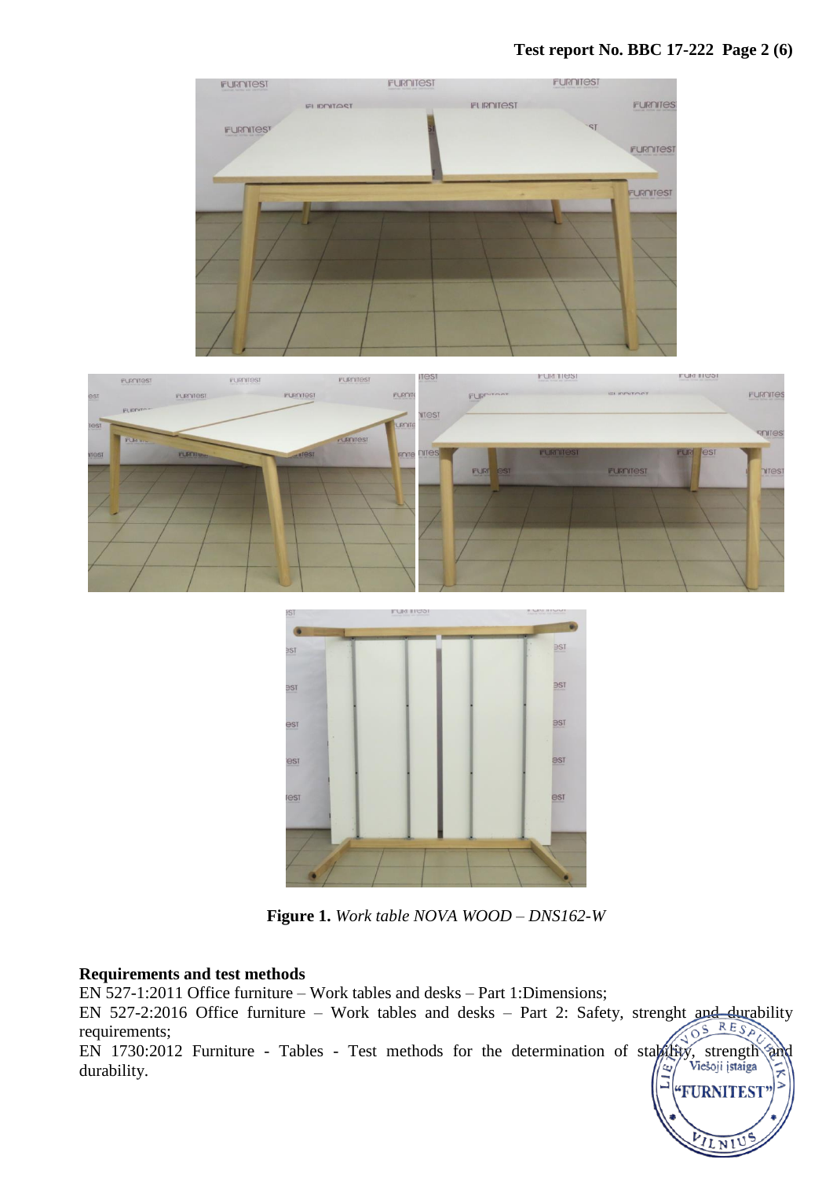**Figure 1.** *Work table NOVA WOOD – DNS162-W*

**Requirements and test methods**

EN 527-1:2011 Office furniture – Work tables and desks – Part 1:Dimensions;

EN 527-2:2016 Office furniture – Work tables and desks – Part 2: Safety, strenght and durability requirements;

EN 1730:2012 Furniture - Tables - Test methods for the determination of stability, strength and durability.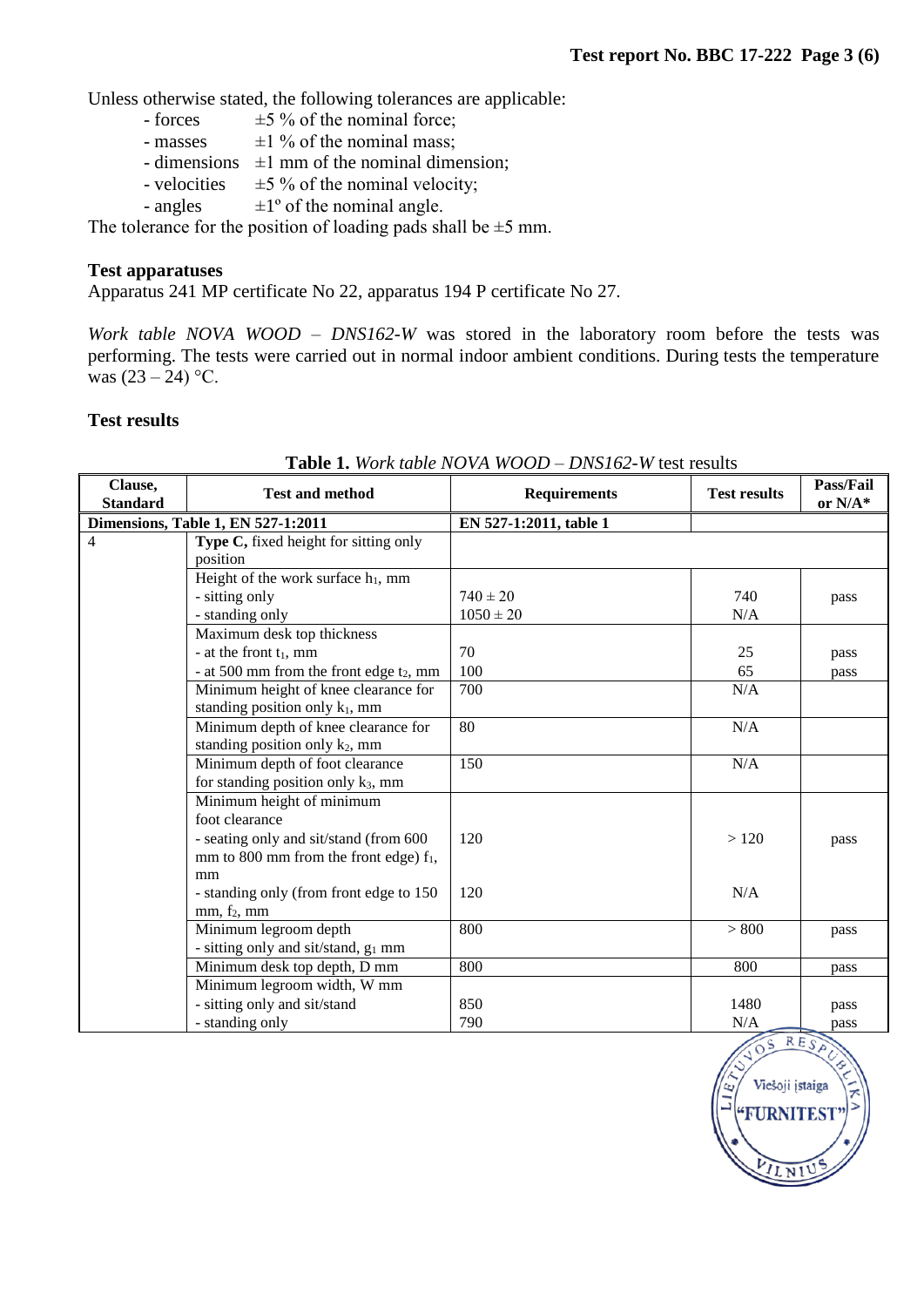Unless otherwise stated, the following tolerances are applicable:

- forces ±5 % of the nominal force;
- masses ±1 % of the nominal mass;
- dimensions ±1 mm of the nominal dimension;
- velocities ±5 % of the nominal velocity;
- angles ±1º of the nominal angle.

The tolerance for the position of loading pads shall be ±5 mm.

**Test apparatuses**

Apparatus 241 MP certificate No 22, apparatus 194 P certificate No 27.

*Work table NOVA WOOD – DNS162-W* was stored in the laboratory room before the tests was performing. The tests were carried out in normal indoor ambient conditions. During tests the temperature was (23 – 24) °C.

**Test results**

**Table 1.** *Work table NOVA WOOD – DNS162-W* test results

| Clause, Standard | Test and method | Requirements | Test results | Pass/Fail or N/A* |
|---|---|---|---|---|
| **Dimensions, Table 1, EN 527-1:2011** | | **EN 527-1:2011, table 1** | | |
| 4 | **Type C,** fixed height for sitting only position | | | |
| | Height of the work surface $h_1$, mm<br>- sitting only<br>- standing only | <br>740 ± 20<br>1050 ± 20 | <br>740<br>N/A | <br>pass |
| | Maximum desk top thickness<br>- at the front $t_1$, mm<br>- at 500 mm from the front edge $t_2$, mm | <br>70<br>100 | <br>25<br>65 | <br>pass<br>pass |
| | Minimum height of knee clearance for standing position only $k_1$, mm | 700 | N/A | |
| | Minimum depth of knee clearance for standing position only $k_2$, mm | 80 | N/A | |
| | Minimum depth of foot clearance for standing position only $k_3$, mm | 150 | N/A | |
| | Minimum height of minimum foot clearance<br>- seating only and sit/stand (from 600 mm to 800 mm from the front edge) $f_1$, mm<br>- standing only (from front edge to 150 mm, $f_2$, mm | <br>120<br><br>120 | <br>> 120<br><br>N/A | <br>pass |
| | Minimum legroom depth<br>- sitting only and sit/stand, $g_1$ mm | 800 | > 800 | pass |
| | Minimum desk top depth, D mm | 800 | 800 | pass |
| | Minimum legroom width, W mm<br>- sitting only and sit/stand<br>- standing only | <br>850<br>790 | <br>1480<br>N/A | <br>pass<br>pass |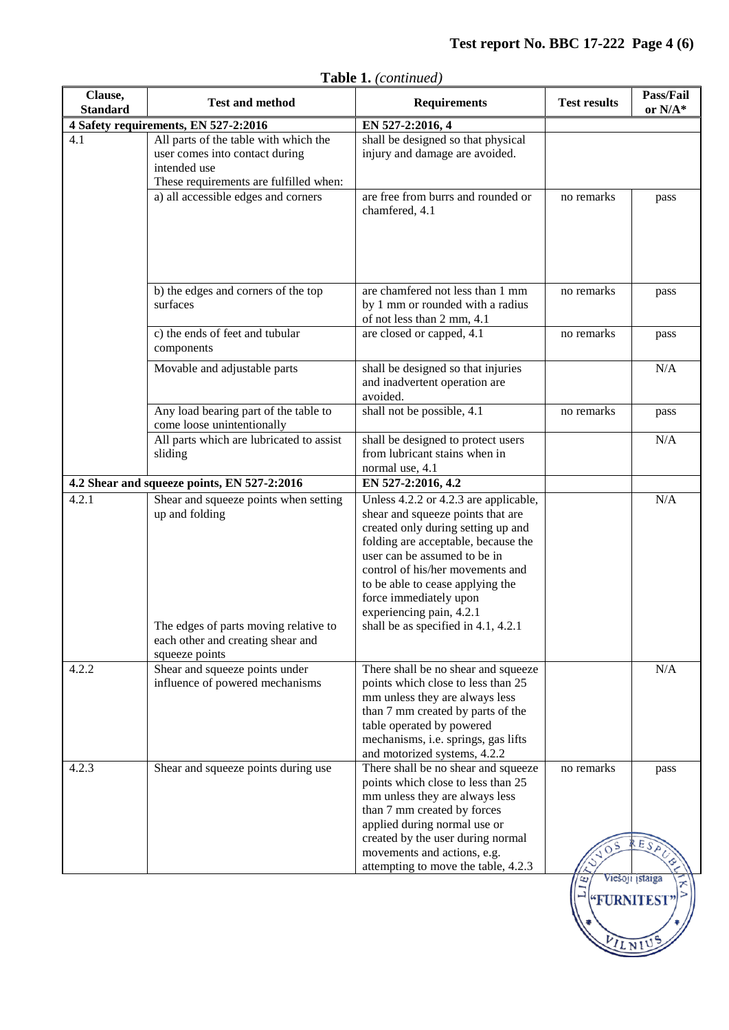**Table 1.** *(continued)*

| Clause, Standard | Test and method | Requirements | Test results | Pass/Fail or N/A* |
|---|---|---|---|---|
| **4 Safety requirements, EN 527-2:2016** | | **EN 527-2:2016, 4** | | |
| 4.1 | All parts of the table with which the user comes into contact during intended use These requirements are fulfilled when: | shall be designed so that physical injury and damage are avoided. | | |
| | a) all accessible edges and corners | are free from burrs and rounded or chamfered, 4.1 | no remarks | pass |
| | b) the edges and corners of the top surfaces | are chamfered not less than 1 mm by 1 mm or rounded with a radius of not less than 2 mm, 4.1 | no remarks | pass |
| | c) the ends of feet and tubular components | are closed or capped, 4.1 | no remarks | pass |
| | Movable and adjustable parts | shall be designed so that injuries and inadvertent operation are avoided. | | N/A |
| | Any load bearing part of the table to come loose unintentionally | shall not be possible, 4.1 | no remarks | pass |
| | All parts which are lubricated to assist sliding | shall be designed to protect users from lubricant stains when in normal use, 4.1 | | N/A |
| **4.2 Shear and squeeze points, EN 527-2:2016** | | **EN 527-2:2016, 4.2** | | |
| 4.2.1 | Shear and squeeze points when setting up and folding | Unless 4.2.2 or 4.2.3 are applicable, shear and squeeze points that are created only during setting up and folding are acceptable, because the user can be assumed to be in control of his/her movements and to be able to cease applying the force immediately upon experiencing pain, 4.2.1 | | N/A |
| | The edges of parts moving relative to each other and creating shear and squeeze points | shall be as specified in 4.1, 4.2.1 | | |
| 4.2.2 | Shear and squeeze points under influence of powered mechanisms | There shall be no shear and squeeze points which close to less than 25 mm unless they are always less than 7 mm created by parts of the table operated by powered mechanisms, i.e. springs, gas lifts and motorized systems, 4.2.2 | | N/A |
| 4.2.3 | Shear and squeeze points during use | There shall be no shear and squeeze points which close to less than 25 mm unless they are always less than 7 mm created by forces applied during normal use or created by the user during normal movements and actions, e.g. attempting to move the table, 4.2.3 | no remarks | pass |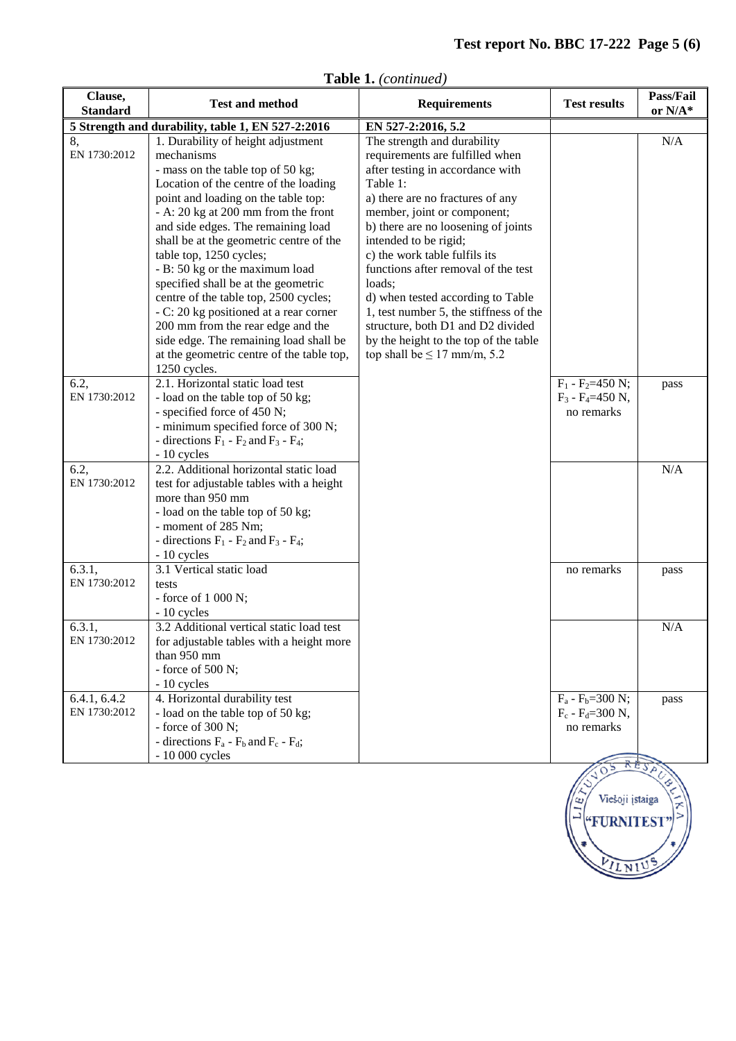**Table 1.** *(continued)*

| Clause, Standard | Test and method | Requirements | Test results | Pass/Fail or N/A* |
|---|---|---|---|---|
| **5 Strength and durability, table 1, EN 527-2:2016** | | **EN 527-2:2016, 5.2** | | |
| 8, EN 1730:2012 | 1. Durability of height adjustment mechanisms<br>- mass on the table top of 50 kg;<br>Location of the centre of the loading point and loading on the table top:<br>- A: 20 kg at 200 mm from the front and side edges. The remaining load shall be at the geometric centre of the table top, 1250 cycles;<br>- B: 50 kg or the maximum load specified shall be at the geometric centre of the table top, 2500 cycles;<br>- C: 20 kg positioned at a rear corner 200 mm from the rear edge and the side edge. The remaining load shall be at the geometric centre of the table top, 1250 cycles. | The strength and durability requirements are fulfilled when after testing in accordance with Table 1:<br>a) there are no fractures of any member, joint or component;<br>b) there are no loosening of joints intended to be rigid;<br>c) the work table fulfils its functions after removal of the test loads;<br>d) when tested according to Table 1, test number 5, the stiffness of the structure, both D1 and D2 divided by the height to the top of the table top shall be ≤ 17 mm/m, 5.2 | | N/A |
| 6.2, EN 1730:2012 | 2.1. Horizontal static load test<br>- load on the table top of 50 kg;<br>- specified force of 450 N;<br>- minimum specified force of 300 N;<br>- directions $F_1$ - $F_2$ and $F_3$ - $F_4$;<br>- 10 cycles | | $F_1$ - $F_2$=450 N;<br>$F_3$ - $F_4$=450 N,<br>no remarks | pass |
| 6.2, EN 1730:2012 | 2.2. Additional horizontal static load test for adjustable tables with a height more than 950 mm<br>- load on the table top of 50 kg;<br>- moment of 285 Nm;<br>- directions $F_1$ - $F_2$ and $F_3$ - $F_4$;<br>- 10 cycles | | | N/A |
| 6.3.1, EN 1730:2012 | 3.1 Vertical static load tests<br>- force of 1 000 N;<br>- 10 cycles | | no remarks | pass |
| 6.3.1, EN 1730:2012 | 3.2 Additional vertical static load test for adjustable tables with a height more than 950 mm<br>- force of 500 N;<br>- 10 cycles | | | N/A |
| 6.4.1, 6.4.2 EN 1730:2012 | 4. Horizontal durability test<br>- load on the table top of 50 kg;<br>- force of 300 N;<br>- directions $F_a$ - $F_b$ and $F_c$ - $F_d$;<br>- 10 000 cycles | | $F_a$ - $F_b$=300 N;<br>$F_c$ - $F_d$=300 N,<br>no remarks | pass |

LIETUVOS RESPUBLIKA Viešoji įstaiga "FURNITEST" VILNIUS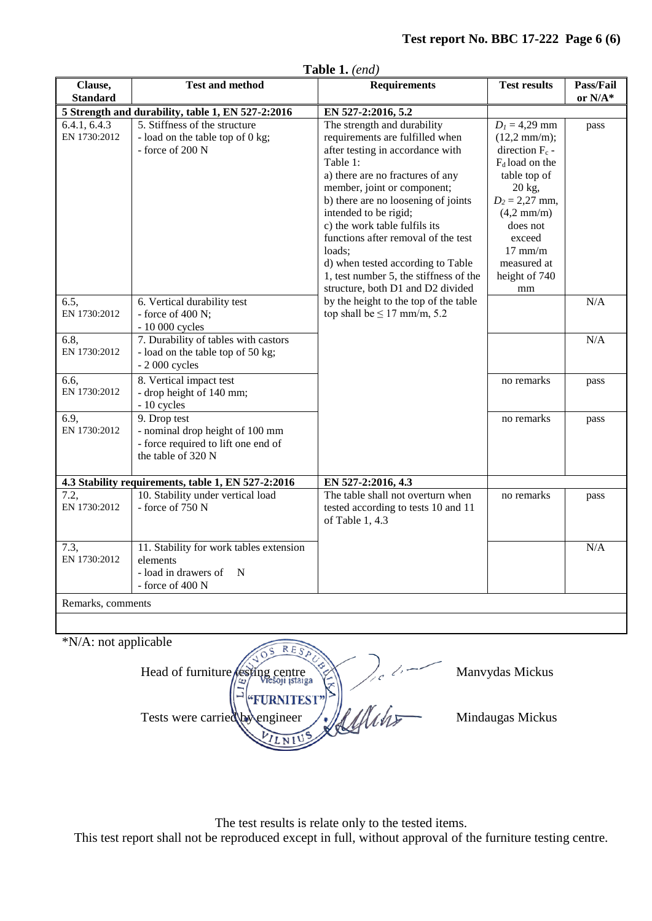**Table 1.** *(end)*

| Clause, Standard | Test and method | Requirements | Test results | Pass/Fail or N/A* |
|---|---|---|---|---|
| **5 Strength and durability, table 1, EN 527-2:2016** | | **EN 527-2:2016, 5.2** | | |
| 6.4.1, 6.4.3 EN 1730:2012 | 5. Stiffness of the structure - load on the table top of 0 kg; - force of 200 N | The strength and durability requirements are fulfilled when after testing in accordance with Table 1: a) there are no fractures of any member, joint or component; b) there are no loosening of joints intended to be rigid; c) the work table fulfils its functions after removal of the test loads; d) when tested according to Table 1, test number 5, the stiffness of the structure, both D1 and D2 divided by the height to the top of the table top shall be ≤ 17 mm/m, 5.2 | $D_1$ = 4,29 mm (12,2 mm/m); direction $F_c$ - $F_d$ load on the table top of 20 kg, $D_2$ = 2,27 mm, (4,2 mm/m) does not exceed 17 mm/m measured at height of 740 mm | pass |
| 6.5, EN 1730:2012 | 6. Vertical durability test - force of 400 N; - 10 000 cycles | | | N/A |
| 6.8, EN 1730:2012 | 7. Durability of tables with castors - load on the table top of 50 kg; - 2 000 cycles | | | N/A |
| 6.6, EN 1730:2012 | 8. Vertical impact test - drop height of 140 mm; - 10 cycles | | no remarks | pass |
| 6.9, EN 1730:2012 | 9. Drop test - nominal drop height of 100 mm - force required to lift one end of the table of 320 N | | no remarks | pass |
| **4.3 Stability requirements, table 1, EN 527-2:2016** | | **EN 527-2:2016, 4.3** | | |
| 7.2, EN 1730:2012 | 10. Stability under vertical load - force of 750 N | The table shall not overturn when tested according to tests 10 and 11 of Table 1, 4.3 | no remarks | pass |
| 7.3, EN 1730:2012 | 11. Stability for work tables extension elements - load in drawers of N - force of 400 N | | | N/A |
| Remarks, comments | | | | |

*N/A: not applicable

Head of furniture testing centre — Manvydas Mickus

Tests were carried by engineer — Mindaugas Mickus

The test results is relate only to the tested items.
This test report shall not be reproduced except in full, without approval of the furniture testing centre.